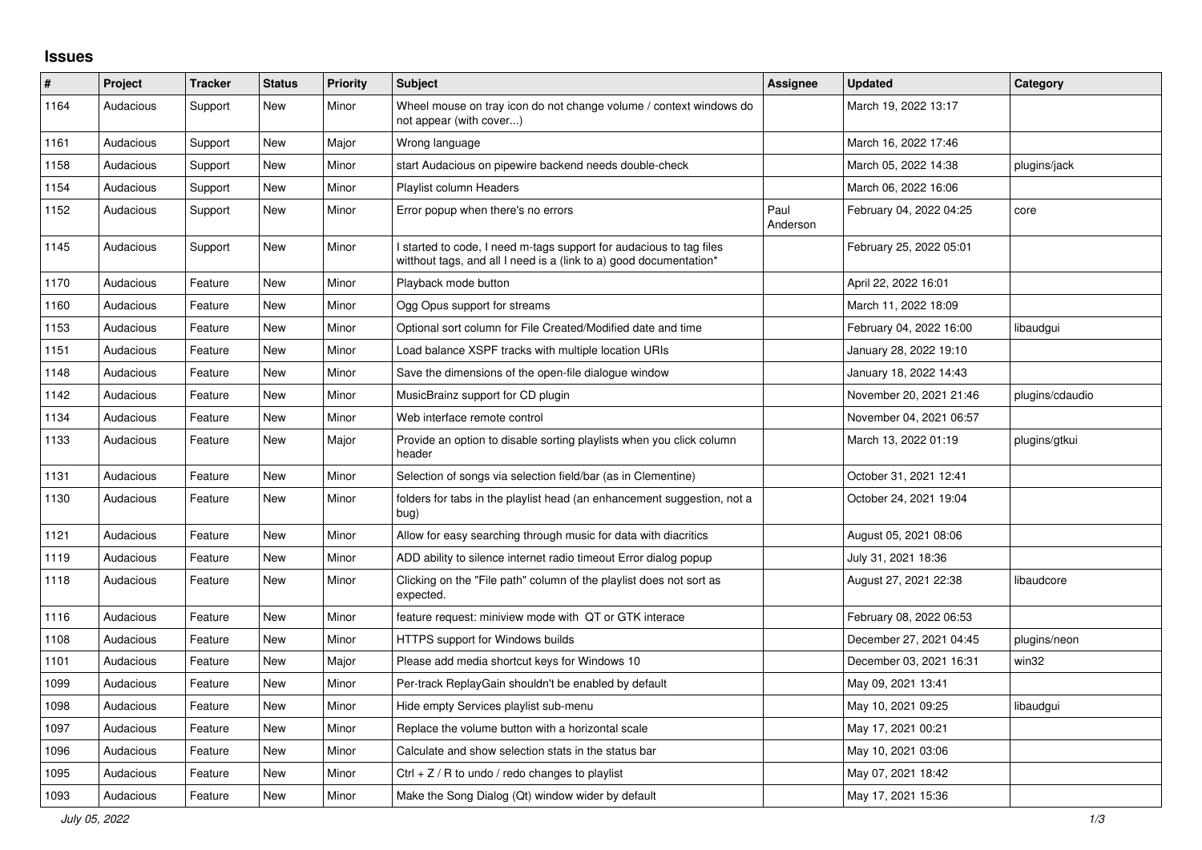# Issues

| # | Project | Tracker | Status | Priority | Subject | Assignee | Updated | Category |
|---|---|---|---|---|---|---|---|---|
| 1164 | Audacious | Support | New | Minor | Wheel mouse on tray icon do not change volume / context windows do not appear (with cover...) | | March 19, 2022 13:17 | |
| 1161 | Audacious | Support | New | Major | Wrong language | | March 16, 2022 17:46 | |
| 1158 | Audacious | Support | New | Minor | start Audacious on pipewire backend needs double-check | | March 05, 2022 14:38 | plugins/jack |
| 1154 | Audacious | Support | New | Minor | Playlist column Headers | | March 06, 2022 16:06 | |
| 1152 | Audacious | Support | New | Minor | Error popup when there's no errors | Paul Anderson | February 04, 2022 04:25 | core |
| 1145 | Audacious | Support | New | Minor | I started to code, I need m-tags support for audacious to tag files witthout tags, and all I need is a (link to a) good documentation* | | February 25, 2022 05:01 | |
| 1170 | Audacious | Feature | New | Minor | Playback mode button | | April 22, 2022 16:01 | |
| 1160 | Audacious | Feature | New | Minor | Ogg Opus support for streams | | March 11, 2022 18:09 | |
| 1153 | Audacious | Feature | New | Minor | Optional sort column for File Created/Modified date and time | | February 04, 2022 16:00 | libaudgui |
| 1151 | Audacious | Feature | New | Minor | Load balance XSPF tracks with multiple location URIs | | January 28, 2022 19:10 | |
| 1148 | Audacious | Feature | New | Minor | Save the dimensions of the open-file dialogue window | | January 18, 2022 14:43 | |
| 1142 | Audacious | Feature | New | Minor | MusicBrainz support for CD plugin | | November 20, 2021 21:46 | plugins/cdaudio |
| 1134 | Audacious | Feature | New | Minor | Web interface remote control | | November 04, 2021 06:57 | |
| 1133 | Audacious | Feature | New | Major | Provide an option to disable sorting playlists when you click column header | | March 13, 2022 01:19 | plugins/gtkui |
| 1131 | Audacious | Feature | New | Minor | Selection of songs via selection field/bar (as in Clementine) | | October 31, 2021 12:41 | |
| 1130 | Audacious | Feature | New | Minor | folders for tabs in the playlist head (an enhancement suggestion, not a bug) | | October 24, 2021 19:04 | |
| 1121 | Audacious | Feature | New | Minor | Allow for easy searching through music for data with diacritics | | August 05, 2021 08:06 | |
| 1119 | Audacious | Feature | New | Minor | ADD ability to silence internet radio timeout Error dialog popup | | July 31, 2021 18:36 | |
| 1118 | Audacious | Feature | New | Minor | Clicking on the "File path" column of the playlist does not sort as expected. | | August 27, 2021 22:38 | libaudcore |
| 1116 | Audacious | Feature | New | Minor | feature request: miniview mode with QT or GTK interace | | February 08, 2022 06:53 | |
| 1108 | Audacious | Feature | New | Minor | HTTPS support for Windows builds | | December 27, 2021 04:45 | plugins/neon |
| 1101 | Audacious | Feature | New | Major | Please add media shortcut keys for Windows 10 | | December 03, 2021 16:31 | win32 |
| 1099 | Audacious | Feature | New | Minor | Per-track ReplayGain shouldn't be enabled by default | | May 09, 2021 13:41 | |
| 1098 | Audacious | Feature | New | Minor | Hide empty Services playlist sub-menu | | May 10, 2021 09:25 | libaudgui |
| 1097 | Audacious | Feature | New | Minor | Replace the volume button with a horizontal scale | | May 17, 2021 00:21 | |
| 1096 | Audacious | Feature | New | Minor | Calculate and show selection stats in the status bar | | May 10, 2021 03:06 | |
| 1095 | Audacious | Feature | New | Minor | Ctrl + Z / R to undo / redo changes to playlist | | May 07, 2021 18:42 | |
| 1093 | Audacious | Feature | New | Minor | Make the Song Dialog (Qt) window wider by default | | May 17, 2021 15:36 | |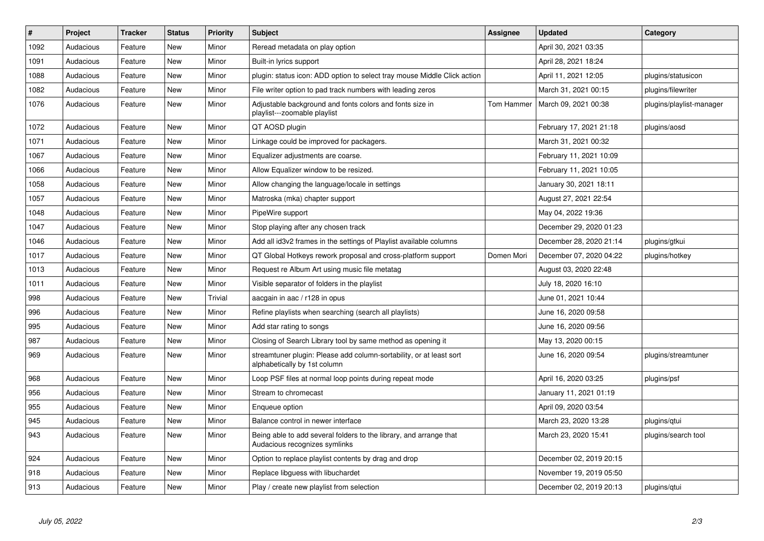| # | Project | Tracker | Status | Priority | Subject | Assignee | Updated | Category |
|---|---|---|---|---|---|---|---|---|
| 1092 | Audacious | Feature | New | Minor | Reread metadata on play option | | April 30, 2021 03:35 | |
| 1091 | Audacious | Feature | New | Minor | Built-in lyrics support | | April 28, 2021 18:24 | |
| 1088 | Audacious | Feature | New | Minor | plugin: status icon: ADD option to select tray mouse Middle Click action | | April 11, 2021 12:05 | plugins/statusicon |
| 1082 | Audacious | Feature | New | Minor | File writer option to pad track numbers with leading zeros | | March 31, 2021 00:15 | plugins/filewriter |
| 1076 | Audacious | Feature | New | Minor | Adjustable background and fonts colors and fonts size in playlist---zoomable playlist | Tom Hammer | March 09, 2021 00:38 | plugins/playlist-manager |
| 1072 | Audacious | Feature | New | Minor | QT AOSD plugin | | February 17, 2021 21:18 | plugins/aosd |
| 1071 | Audacious | Feature | New | Minor | Linkage could be improved for packagers. | | March 31, 2021 00:32 | |
| 1067 | Audacious | Feature | New | Minor | Equalizer adjustments are coarse. | | February 11, 2021 10:09 | |
| 1066 | Audacious | Feature | New | Minor | Allow Equalizer window to be resized. | | February 11, 2021 10:05 | |
| 1058 | Audacious | Feature | New | Minor | Allow changing the language/locale in settings | | January 30, 2021 18:11 | |
| 1057 | Audacious | Feature | New | Minor | Matroska (mka) chapter support | | August 27, 2021 22:54 | |
| 1048 | Audacious | Feature | New | Minor | PipeWire support | | May 04, 2022 19:36 | |
| 1047 | Audacious | Feature | New | Minor | Stop playing after any chosen track | | December 29, 2020 01:23 | |
| 1046 | Audacious | Feature | New | Minor | Add all id3v2 frames in the settings of Playlist available columns | | December 28, 2020 21:14 | plugins/gtkui |
| 1017 | Audacious | Feature | New | Minor | QT Global Hotkeys rework proposal and cross-platform support | Domen Mori | December 07, 2020 04:22 | plugins/hotkey |
| 1013 | Audacious | Feature | New | Minor | Request re Album Art using music file metatag | | August 03, 2020 22:48 | |
| 1011 | Audacious | Feature | New | Minor | Visible separator of folders in the playlist | | July 18, 2020 16:10 | |
| 998 | Audacious | Feature | New | Trivial | aacgain in aac / r128 in opus | | June 01, 2021 10:44 | |
| 996 | Audacious | Feature | New | Minor | Refine playlists when searching (search all playlists) | | June 16, 2020 09:58 | |
| 995 | Audacious | Feature | New | Minor | Add star rating to songs | | June 16, 2020 09:56 | |
| 987 | Audacious | Feature | New | Minor | Closing of Search Library tool by same method as opening it | | May 13, 2020 00:15 | |
| 969 | Audacious | Feature | New | Minor | streamtuner plugin: Please add column-sortability, or at least sort alphabetically by 1st column | | June 16, 2020 09:54 | plugins/streamtuner |
| 968 | Audacious | Feature | New | Minor | Loop PSF files at normal loop points during repeat mode | | April 16, 2020 03:25 | plugins/psf |
| 956 | Audacious | Feature | New | Minor | Stream to chromecast | | January 11, 2021 01:19 | |
| 955 | Audacious | Feature | New | Minor | Enqueue option | | April 09, 2020 03:54 | |
| 945 | Audacious | Feature | New | Minor | Balance control in newer interface | | March 23, 2020 13:28 | plugins/qtui |
| 943 | Audacious | Feature | New | Minor | Being able to add several folders to the library, and arrange that Audacious recognizes symlinks | | March 23, 2020 15:41 | plugins/search tool |
| 924 | Audacious | Feature | New | Minor | Option to replace playlist contents by drag and drop | | December 02, 2019 20:15 | |
| 918 | Audacious | Feature | New | Minor | Replace libguess with libuchardet | | November 19, 2019 05:50 | |
| 913 | Audacious | Feature | New | Minor | Play / create new playlist from selection | | December 02, 2019 20:13 | plugins/qtui |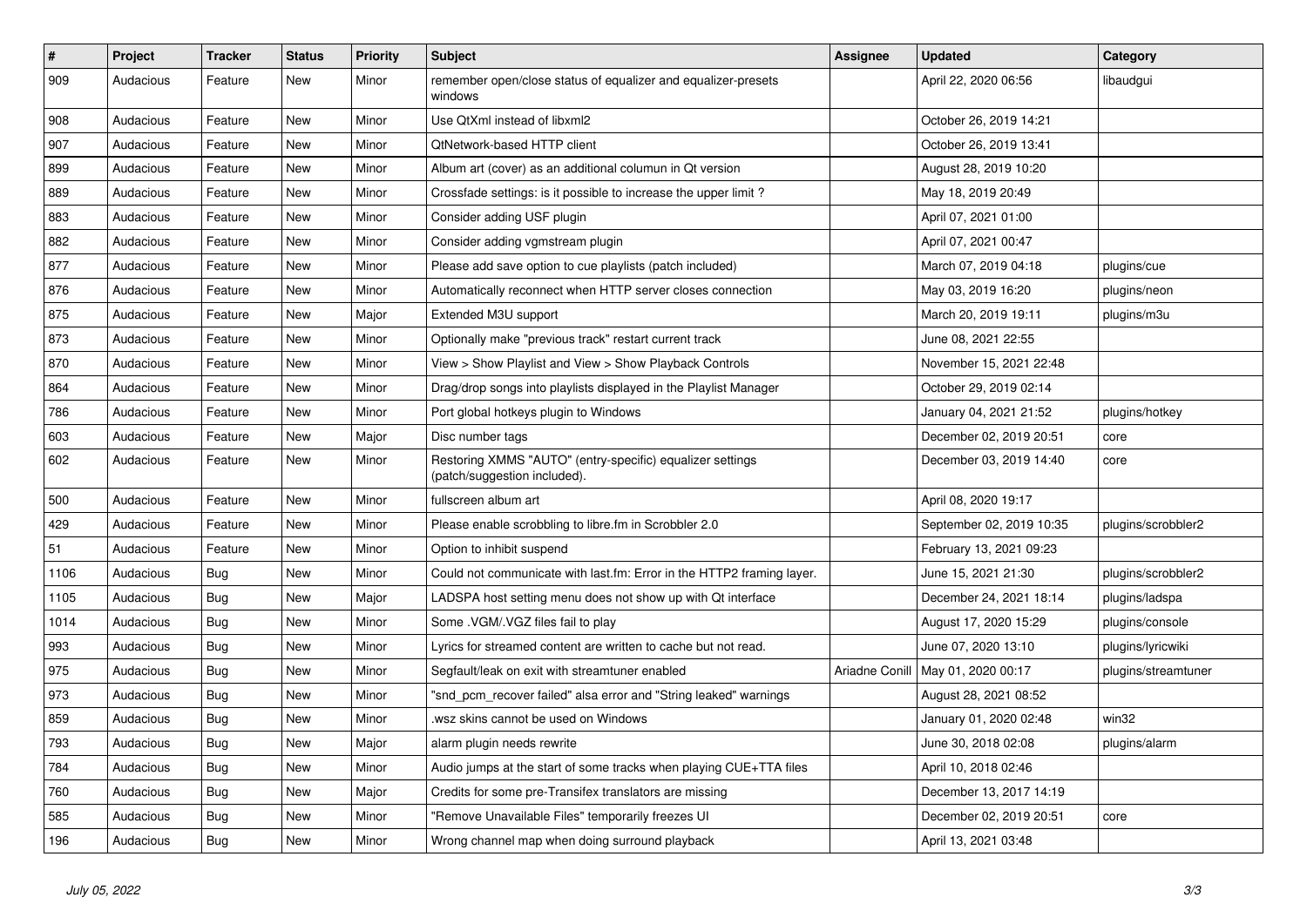| # | Project | Tracker | Status | Priority | Subject | Assignee | Updated | Category |
|---|---|---|---|---|---|---|---|---|
| 909 | Audacious | Feature | New | Minor | remember open/close status of equalizer and equalizer-presets windows | | April 22, 2020 06:56 | libaudgui |
| 908 | Audacious | Feature | New | Minor | Use QtXml instead of libxml2 | | October 26, 2019 14:21 | |
| 907 | Audacious | Feature | New | Minor | QtNetwork-based HTTP client | | October 26, 2019 13:41 | |
| 899 | Audacious | Feature | New | Minor | Album art (cover) as an additional columun in Qt version | | August 28, 2019 10:20 | |
| 889 | Audacious | Feature | New | Minor | Crossfade settings: is it possible to increase the upper limit ? | | May 18, 2019 20:49 | |
| 883 | Audacious | Feature | New | Minor | Consider adding USF plugin | | April 07, 2021 01:00 | |
| 882 | Audacious | Feature | New | Minor | Consider adding vgmstream plugin | | April 07, 2021 00:47 | |
| 877 | Audacious | Feature | New | Minor | Please add save option to cue playlists (patch included) | | March 07, 2019 04:18 | plugins/cue |
| 876 | Audacious | Feature | New | Minor | Automatically reconnect when HTTP server closes connection | | May 03, 2019 16:20 | plugins/neon |
| 875 | Audacious | Feature | New | Major | Extended M3U support | | March 20, 2019 19:11 | plugins/m3u |
| 873 | Audacious | Feature | New | Minor | Optionally make "previous track" restart current track | | June 08, 2021 22:55 | |
| 870 | Audacious | Feature | New | Minor | View > Show Playlist and View > Show Playback Controls | | November 15, 2021 22:48 | |
| 864 | Audacious | Feature | New | Minor | Drag/drop songs into playlists displayed in the Playlist Manager | | October 29, 2019 02:14 | |
| 786 | Audacious | Feature | New | Minor | Port global hotkeys plugin to Windows | | January 04, 2021 21:52 | plugins/hotkey |
| 603 | Audacious | Feature | New | Major | Disc number tags | | December 02, 2019 20:51 | core |
| 602 | Audacious | Feature | New | Minor | Restoring XMMS "AUTO" (entry-specific) equalizer settings (patch/suggestion included). | | December 03, 2019 14:40 | core |
| 500 | Audacious | Feature | New | Minor | fullscreen album art | | April 08, 2020 19:17 | |
| 429 | Audacious | Feature | New | Minor | Please enable scrobbling to libre.fm in Scrobbler 2.0 | | September 02, 2019 10:35 | plugins/scrobbler2 |
| 51 | Audacious | Feature | New | Minor | Option to inhibit suspend | | February 13, 2021 09:23 | |
| 1106 | Audacious | Bug | New | Minor | Could not communicate with last.fm: Error in the HTTP2 framing layer. | | June 15, 2021 21:30 | plugins/scrobbler2 |
| 1105 | Audacious | Bug | New | Major | LADSPA host setting menu does not show up with Qt interface | | December 24, 2021 18:14 | plugins/ladspa |
| 1014 | Audacious | Bug | New | Minor | Some .VGM/.VGZ files fail to play | | August 17, 2020 15:29 | plugins/console |
| 993 | Audacious | Bug | New | Minor | Lyrics for streamed content are written to cache but not read. | | June 07, 2020 13:10 | plugins/lyricwiki |
| 975 | Audacious | Bug | New | Minor | Segfault/leak on exit with streamtuner enabled | Ariadne Conill | May 01, 2020 00:17 | plugins/streamtuner |
| 973 | Audacious | Bug | New | Minor | "snd_pcm_recover failed" alsa error and "String leaked" warnings | | August 28, 2021 08:52 | |
| 859 | Audacious | Bug | New | Minor | .wsz skins cannot be used on Windows | | January 01, 2020 02:48 | win32 |
| 793 | Audacious | Bug | New | Major | alarm plugin needs rewrite | | June 30, 2018 02:08 | plugins/alarm |
| 784 | Audacious | Bug | New | Minor | Audio jumps at the start of some tracks when playing CUE+TTA files | | April 10, 2018 02:46 | |
| 760 | Audacious | Bug | New | Major | Credits for some pre-Transifex translators are missing | | December 13, 2017 14:19 | |
| 585 | Audacious | Bug | New | Minor | "Remove Unavailable Files" temporarily freezes UI | | December 02, 2019 20:51 | core |
| 196 | Audacious | Bug | New | Minor | Wrong channel map when doing surround playback | | April 13, 2021 03:48 | |

*July 05, 2022*